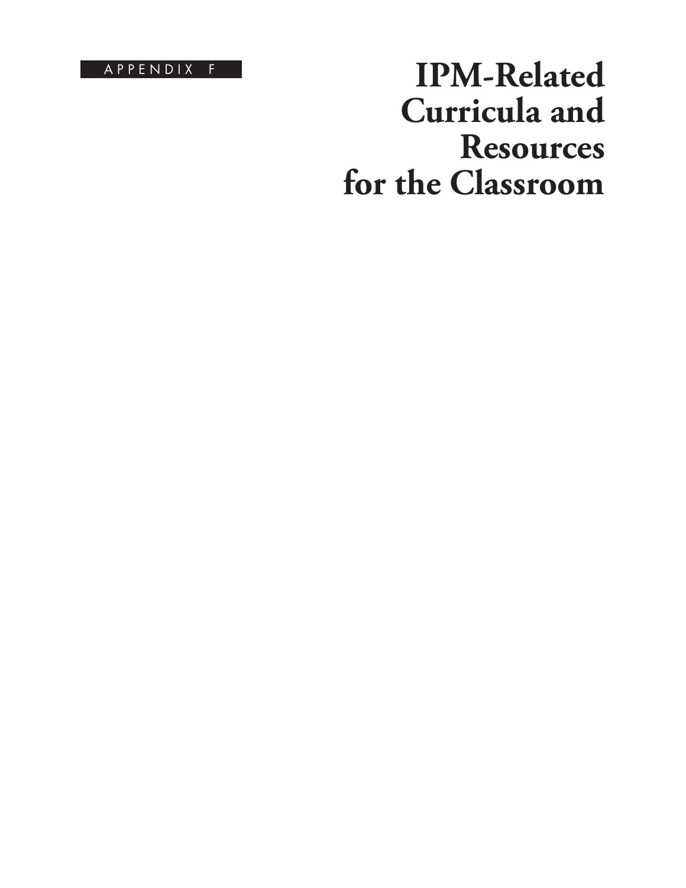APPENDIX F

# IPM-Related Curricula and Resources for the Classroom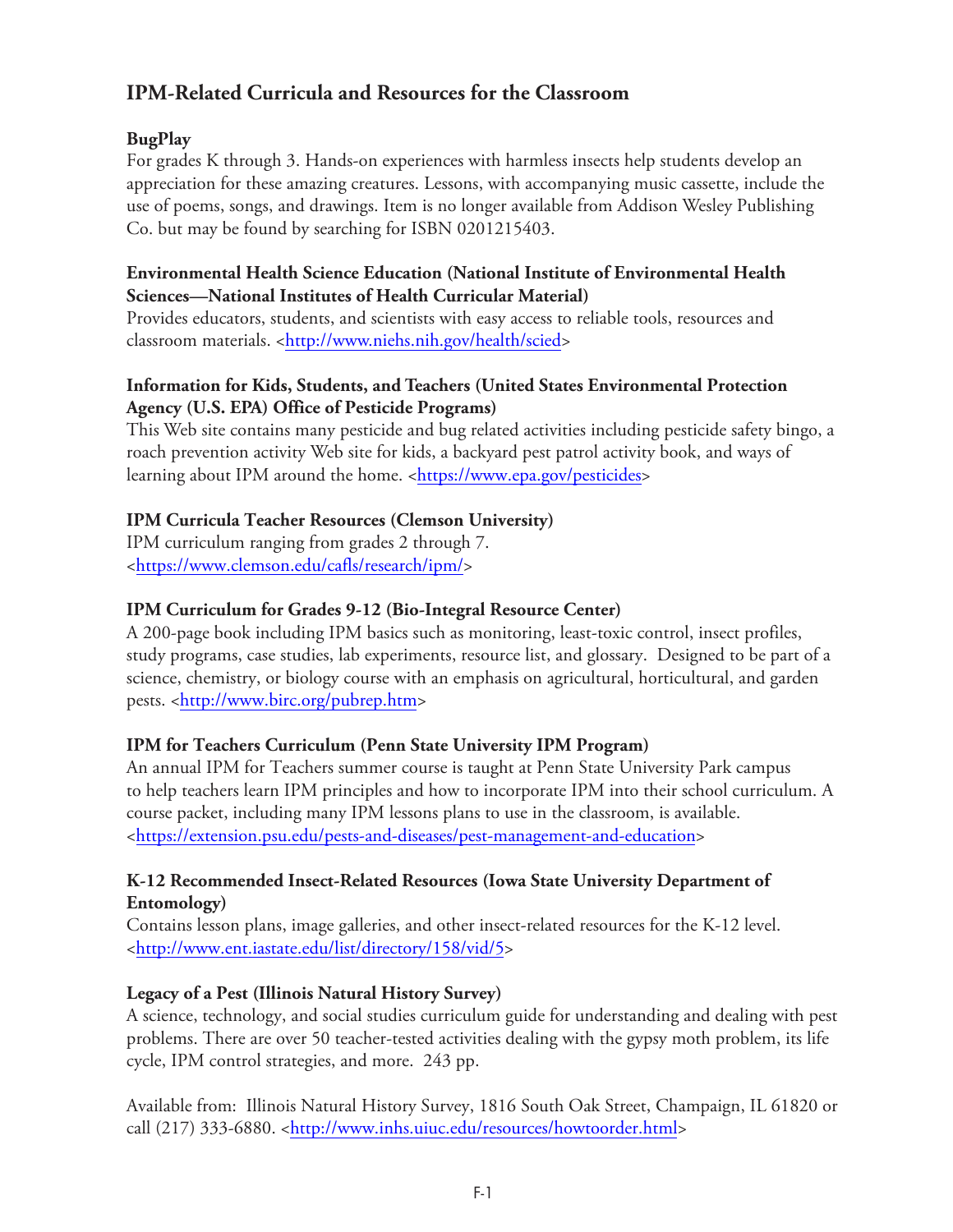## IPM-Related Curricula and Resources for the Classroom

### BugPlay

For grades K through 3. Hands-on experiences with harmless insects help students develop an appreciation for these amazing creatures. Lessons, with accompanying music cassette, include the use of poems, songs, and drawings. Item is no longer available from Addison Wesley Publishing Co. but may be found by searching for ISBN 0201215403.

### Environmental Health Science Education (National Institute of Environmental Health Sciences—National Institutes of Health Curricular Material)

Provides educators, students, and scientists with easy access to reliable tools, resources and classroom materials. <http://www.niehs.nih.gov/health/scied>

### Information for Kids, Students, and Teachers (United States Environmental Protection Agency (U.S. EPA) Office of Pesticide Programs)

This Web site contains many pesticide and bug related activities including pesticide safety bingo, a roach prevention activity Web site for kids, a backyard pest patrol activity book, and ways of learning about IPM around the home. <https://www.epa.gov/pesticides>

### IPM Curricula Teacher Resources (Clemson University)

IPM curriculum ranging from grades 2 through 7.
<https://www.clemson.edu/cafls/research/ipm/>

### IPM Curriculum for Grades 9-12 (Bio-Integral Resource Center)

A 200-page book including IPM basics such as monitoring, least-toxic control, insect profiles, study programs, case studies, lab experiments, resource list, and glossary. Designed to be part of a science, chemistry, or biology course with an emphasis on agricultural, horticultural, and garden pests. <http://www.birc.org/pubrep.htm>

### IPM for Teachers Curriculum (Penn State University IPM Program)

An annual IPM for Teachers summer course is taught at Penn State University Park campus to help teachers learn IPM principles and how to incorporate IPM into their school curriculum. A course packet, including many IPM lessons plans to use in the classroom, is available.
<https://extension.psu.edu/pests-and-diseases/pest-management-and-education>

### K-12 Recommended Insect-Related Resources (Iowa State University Department of Entomology)

Contains lesson plans, image galleries, and other insect-related resources for the K-12 level.
<http://www.ent.iastate.edu/list/directory/158/vid/5>

### Legacy of a Pest (Illinois Natural History Survey)

A science, technology, and social studies curriculum guide for understanding and dealing with pest problems. There are over 50 teacher-tested activities dealing with the gypsy moth problem, its life cycle, IPM control strategies, and more. 243 pp.

Available from: Illinois Natural History Survey, 1816 South Oak Street, Champaign, IL 61820 or call (217) 333-6880. <http://www.inhs.uiuc.edu/resources/howtoorder.html>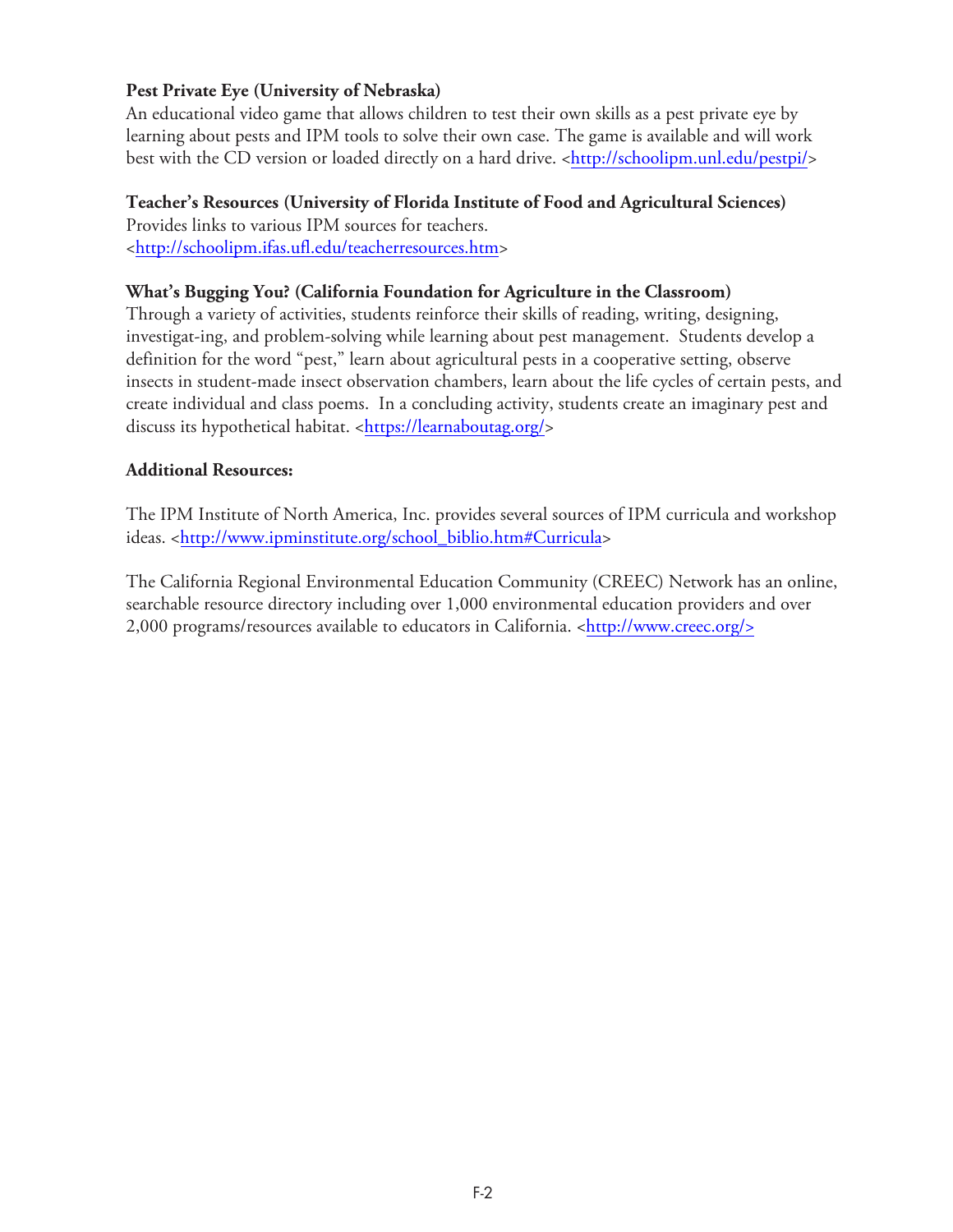**Pest Private Eye (University of Nebraska)**
An educational video game that allows children to test their own skills as a pest private eye by learning about pests and IPM tools to solve their own case. The game is available and will work best with the CD version or loaded directly on a hard drive. <http://schoolipm.unl.edu/pestpi/>

**Teacher's Resources (University of Florida Institute of Food and Agricultural Sciences)**
Provides links to various IPM sources for teachers.
<http://schoolipm.ifas.ufl.edu/teacherresources.htm>

**What's Bugging You? (California Foundation for Agriculture in the Classroom)**
Through a variety of activities, students reinforce their skills of reading, writing, designing, investigat-ing, and problem-solving while learning about pest management. Students develop a definition for the word "pest," learn about agricultural pests in a cooperative setting, observe insects in student-made insect observation chambers, learn about the life cycles of certain pests, and create individual and class poems. In a concluding activity, students create an imaginary pest and discuss its hypothetical habitat. <https://learnaboutag.org/>

**Additional Resources:**

The IPM Institute of North America, Inc. provides several sources of IPM curricula and workshop ideas. <http://www.ipminstitute.org/school_biblio.htm#Curricula>

The California Regional Environmental Education Community (CREEC) Network has an online, searchable resource directory including over 1,000 environmental education providers and over 2,000 programs/resources available to educators in California. <http://www.creec.org/>